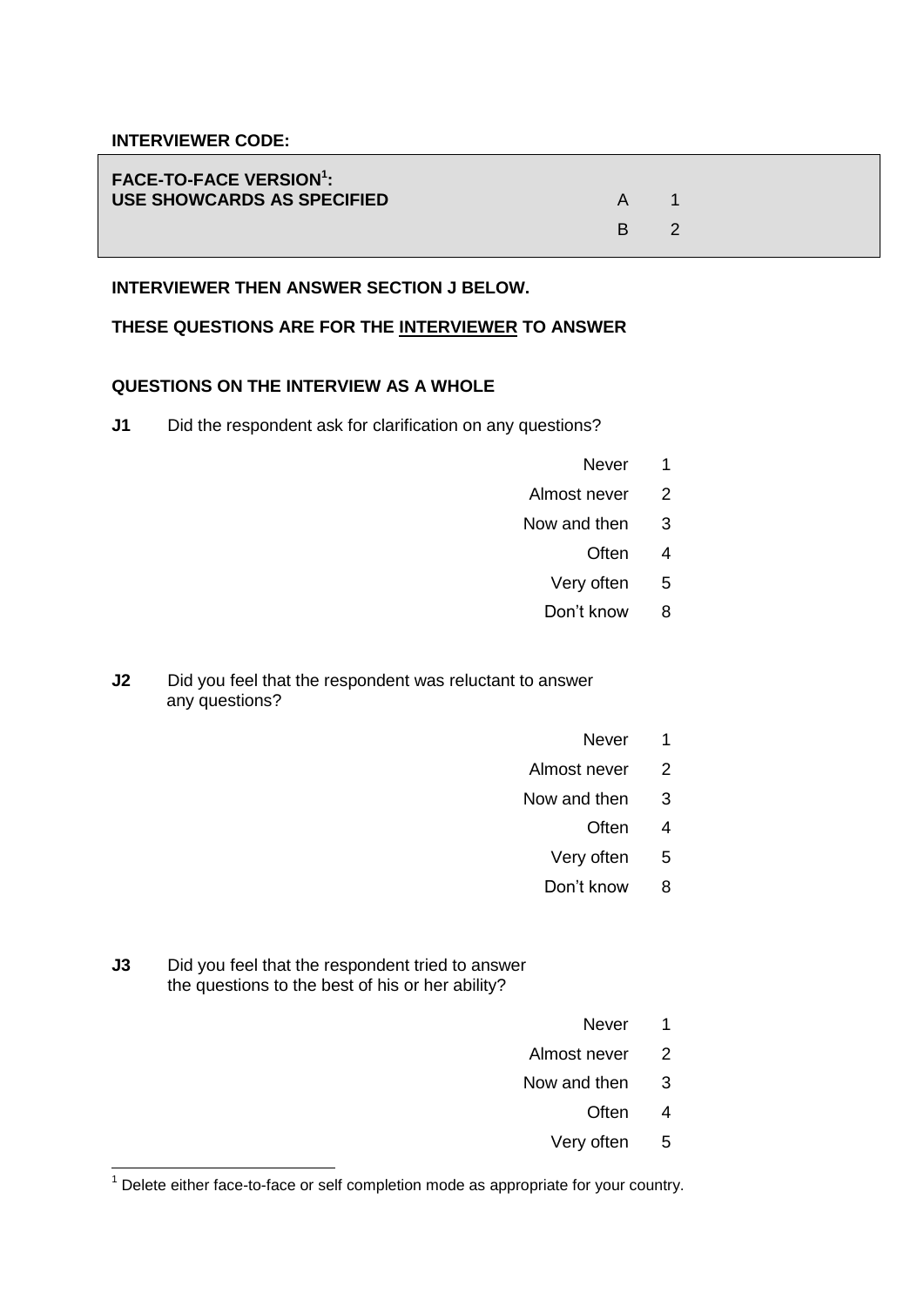**INTERVIEWER CODE:**

| **FACE-TO-FACE VERSION[1]:** **USE SHOWCARDS AS SPECIFIED** | | |
|---|---|---|
| | A | 1 |
| | B | 2 |

**INTERVIEWER THEN ANSWER SECTION J BELOW.**

**THESE QUESTIONS ARE FOR THE INTERVIEWER TO ANSWER**

**QUESTIONS ON THE INTERVIEW AS A WHOLE**

**J1** Did the respondent ask for clarification on any questions?

| | |
|---|---|
| Never | 1 |
| Almost never | 2 |
| Now and then | 3 |
| Often | 4 |
| Very often | 5 |
| Don't know | 8 |

**J2** Did you feel that the respondent was reluctant to answer any questions?

| | |
|---|---|
| Never | 1 |
| Almost never | 2 |
| Now and then | 3 |
| Often | 4 |
| Very often | 5 |
| Don't know | 8 |

**J3** Did you feel that the respondent tried to answer the questions to the best of his or her ability?

| | |
|---|---|
| Never | 1 |
| Almost never | 2 |
| Now and then | 3 |
| Often | 4 |
| Very often | 5 |

[1] Delete either face-to-face or self completion mode as appropriate for your country.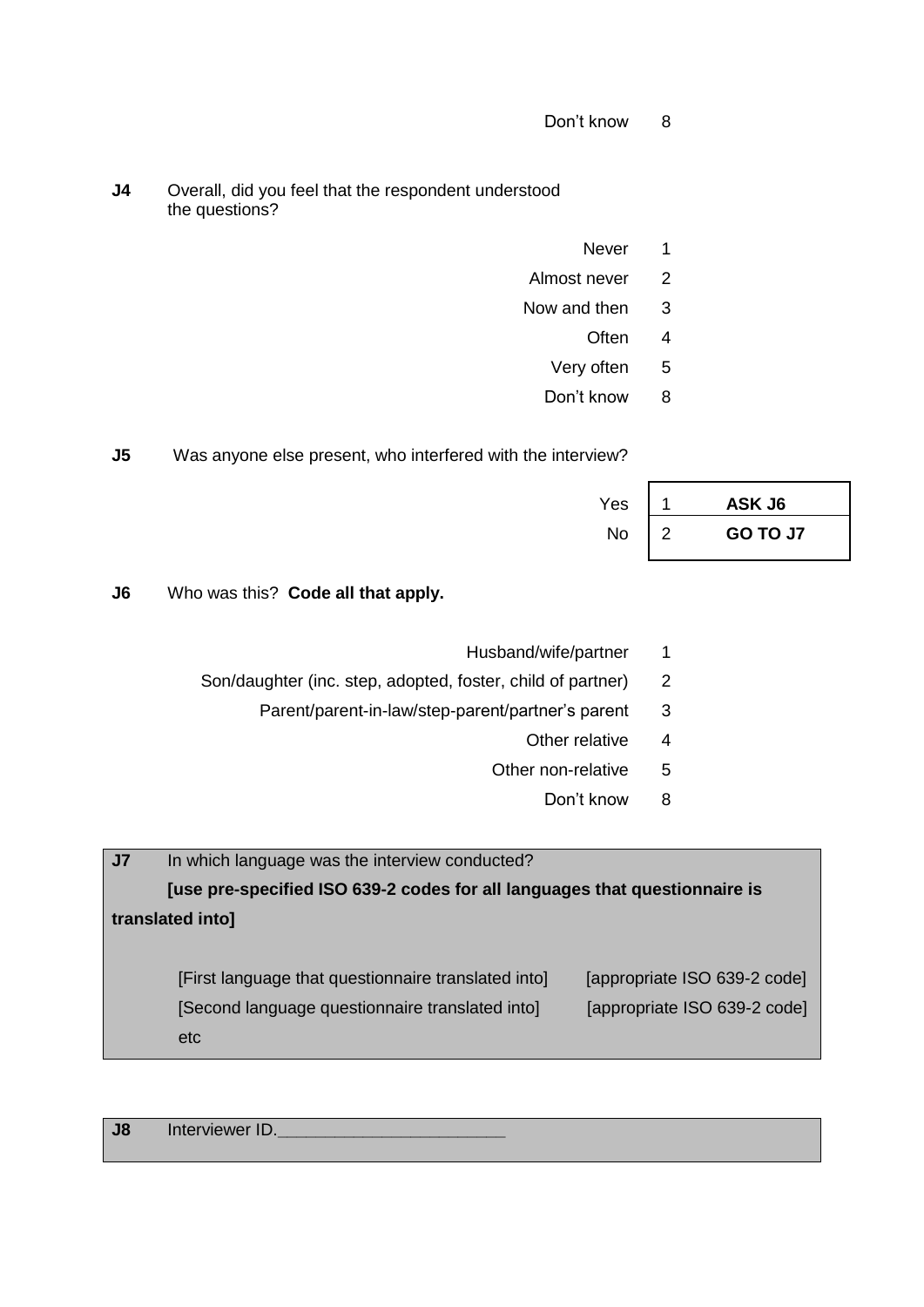| | |
|---|---|
| Don't know | 8 |

**J4** Overall, did you feel that the respondent understood the questions?

| | |
|---|---|
| Never | 1 |
| Almost never | 2 |
| Now and then | 3 |
| Often | 4 |
| Very often | 5 |
| Don't know | 8 |

**J5** Was anyone else present, who interfered with the interview?

| | | |
|---|---|---|
| Yes | 1 | **ASK J6** |
| No | 2 | **GO TO J7** |

**J6** Who was this? **Code all that apply.**

| | |
|---|---|
| Husband/wife/partner | 1 |
| Son/daughter (inc. step, adopted, foster, child of partner) | 2 |
| Parent/parent-in-law/step-parent/partner's parent | 3 |
| Other relative | 4 |
| Other non-relative | 5 |
| Don't know | 8 |

**J7** In which language was the interview conducted?
**[use pre-specified ISO 639-2 codes for all languages that questionnaire is translated into]**

| | |
|---|---|
| [First language that questionnaire translated into] | [appropriate ISO 639-2 code] |
| [Second language questionnaire translated into] | [appropriate ISO 639-2 code] |
| etc | |

**J8** Interviewer ID.________________________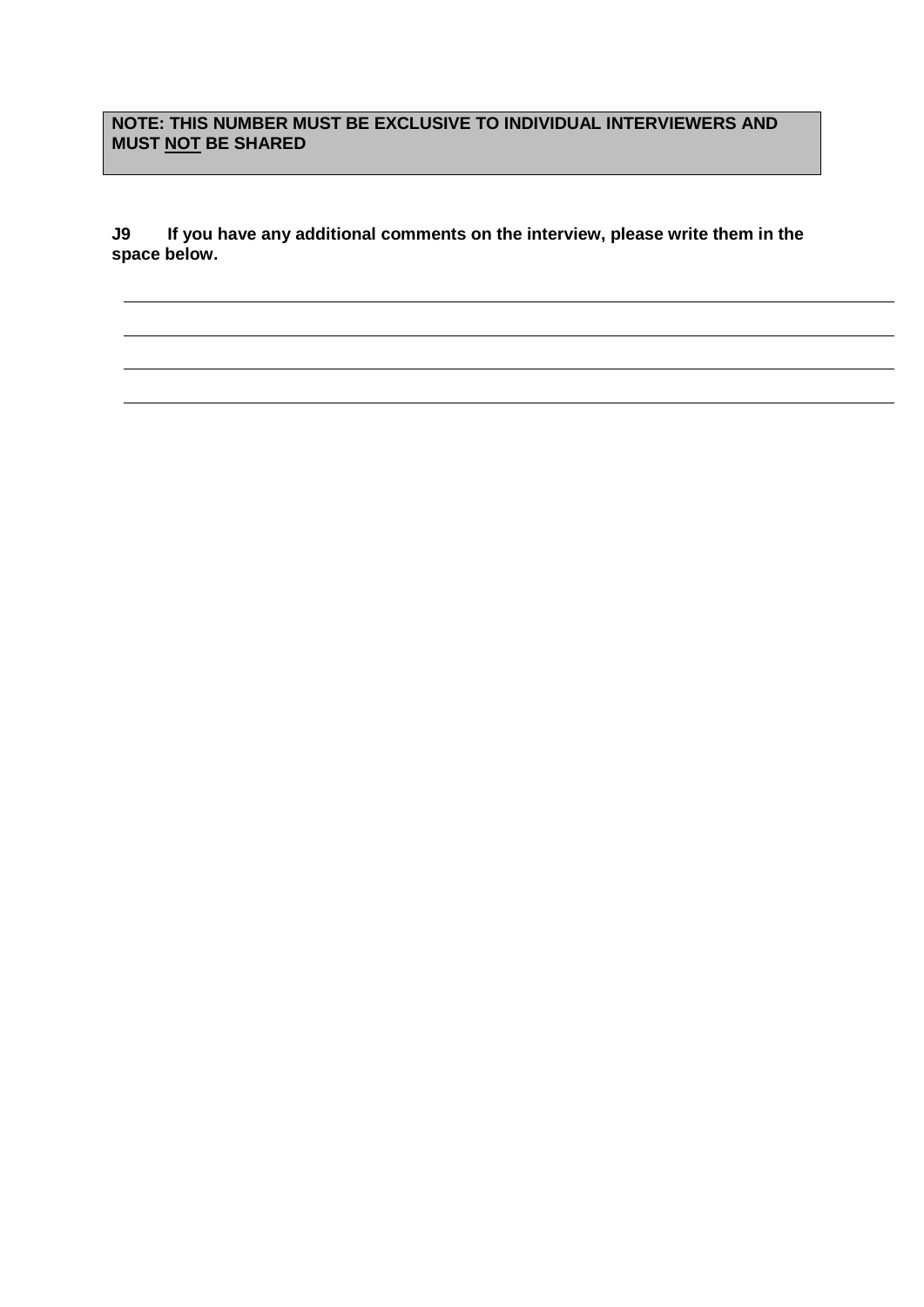**NOTE: THIS NUMBER MUST BE EXCLUSIVE TO INDIVIDUAL INTERVIEWERS AND MUST <u>NOT</u> BE SHARED**

**J9 If you have any additional comments on the interview, please write them in the space below.**

\_\_\_\_\_\_\_\_\_\_\_\_\_\_\_\_\_\_\_\_\_\_\_\_\_\_\_\_\_\_\_\_\_\_\_\_\_\_\_\_\_\_\_\_\_\_\_\_\_\_\_\_\_\_\_\_\_\_\_\_\_\_\_\_\_\_\_\_\_\_

\_\_\_\_\_\_\_\_\_\_\_\_\_\_\_\_\_\_\_\_\_\_\_\_\_\_\_\_\_\_\_\_\_\_\_\_\_\_\_\_\_\_\_\_\_\_\_\_\_\_\_\_\_\_\_\_\_\_\_\_\_\_\_\_\_\_\_\_\_\_

\_\_\_\_\_\_\_\_\_\_\_\_\_\_\_\_\_\_\_\_\_\_\_\_\_\_\_\_\_\_\_\_\_\_\_\_\_\_\_\_\_\_\_\_\_\_\_\_\_\_\_\_\_\_\_\_\_\_\_\_\_\_\_\_\_\_\_\_\_\_

\_\_\_\_\_\_\_\_\_\_\_\_\_\_\_\_\_\_\_\_\_\_\_\_\_\_\_\_\_\_\_\_\_\_\_\_\_\_\_\_\_\_\_\_\_\_\_\_\_\_\_\_\_\_\_\_\_\_\_\_\_\_\_\_\_\_\_\_\_\_